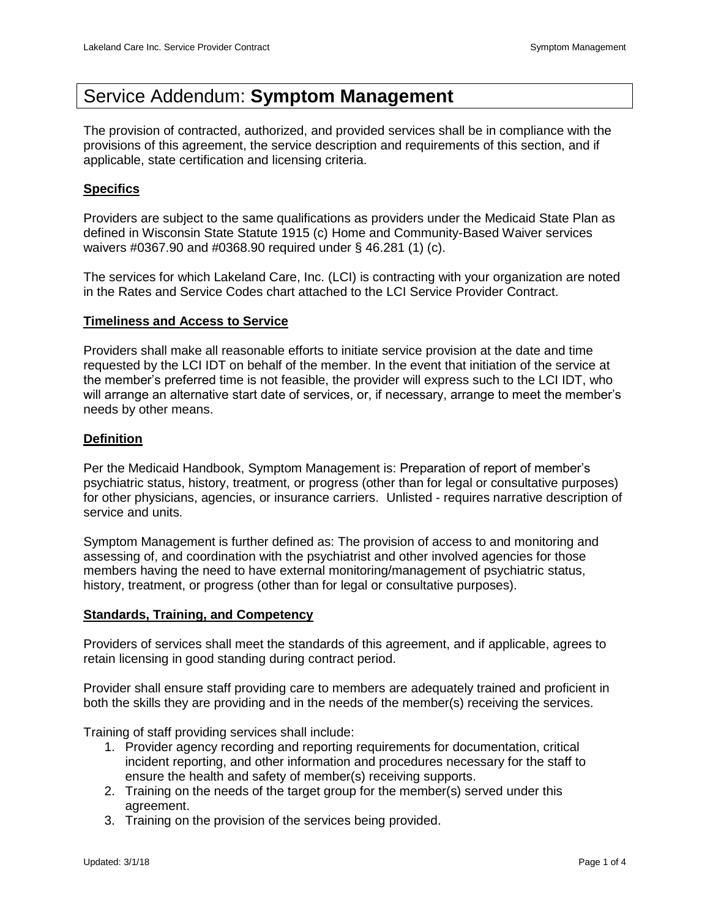# Service Addendum: **Symptom Management**

The provision of contracted, authorized, and provided services shall be in compliance with the provisions of this agreement, the service description and requirements of this section, and if applicable, state certification and licensing criteria.

## Specifics

Providers are subject to the same qualifications as providers under the Medicaid State Plan as defined in Wisconsin State Statute 1915 (c) Home and Community-Based Waiver services waivers #0367.90 and #0368.90 required under § 46.281 (1) (c).

The services for which Lakeland Care, Inc. (LCI) is contracting with your organization are noted in the Rates and Service Codes chart attached to the LCI Service Provider Contract.

## Timeliness and Access to Service

Providers shall make all reasonable efforts to initiate service provision at the date and time requested by the LCI IDT on behalf of the member. In the event that initiation of the service at the member's preferred time is not feasible, the provider will express such to the LCI IDT, who will arrange an alternative start date of services, or, if necessary, arrange to meet the member's needs by other means.

## Definition

Per the Medicaid Handbook, Symptom Management is: Preparation of report of member's psychiatric status, history, treatment, or progress (other than for legal or consultative purposes) for other physicians, agencies, or insurance carriers. Unlisted - requires narrative description of service and units.

Symptom Management is further defined as: The provision of access to and monitoring and assessing of, and coordination with the psychiatrist and other involved agencies for those members having the need to have external monitoring/management of psychiatric status, history, treatment, or progress (other than for legal or consultative purposes).

## Standards, Training, and Competency

Providers of services shall meet the standards of this agreement, and if applicable, agrees to retain licensing in good standing during contract period.

Provider shall ensure staff providing care to members are adequately trained and proficient in both the skills they are providing and in the needs of the member(s) receiving the services.

Training of staff providing services shall include:

1. Provider agency recording and reporting requirements for documentation, critical incident reporting, and other information and procedures necessary for the staff to ensure the health and safety of member(s) receiving supports.
2. Training on the needs of the target group for the member(s) served under this agreement.
3. Training on the provision of the services being provided.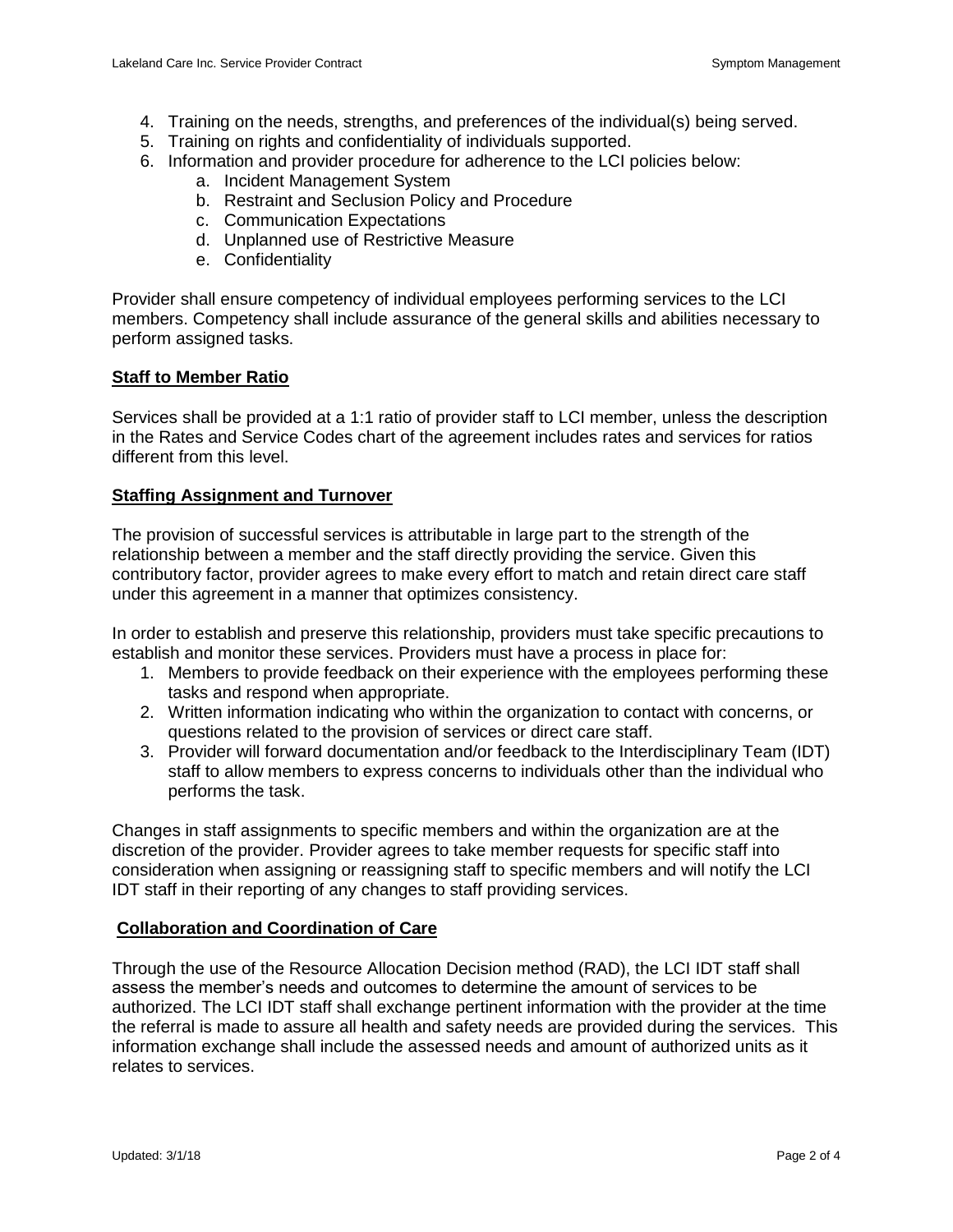4. Training on the needs, strengths, and preferences of the individual(s) being served.
5. Training on rights and confidentiality of individuals supported.
6. Information and provider procedure for adherence to the LCI policies below:
   a. Incident Management System
   b. Restraint and Seclusion Policy and Procedure
   c. Communication Expectations
   d. Unplanned use of Restrictive Measure
   e. Confidentiality

Provider shall ensure competency of individual employees performing services to the LCI members. Competency shall include assurance of the general skills and abilities necessary to perform assigned tasks.

## Staff to Member Ratio

Services shall be provided at a 1:1 ratio of provider staff to LCI member, unless the description in the Rates and Service Codes chart of the agreement includes rates and services for ratios different from this level.

## Staffing Assignment and Turnover

The provision of successful services is attributable in large part to the strength of the relationship between a member and the staff directly providing the service. Given this contributory factor, provider agrees to make every effort to match and retain direct care staff under this agreement in a manner that optimizes consistency.

In order to establish and preserve this relationship, providers must take specific precautions to establish and monitor these services. Providers must have a process in place for:

1. Members to provide feedback on their experience with the employees performing these tasks and respond when appropriate.
2. Written information indicating who within the organization to contact with concerns, or questions related to the provision of services or direct care staff.
3. Provider will forward documentation and/or feedback to the Interdisciplinary Team (IDT) staff to allow members to express concerns to individuals other than the individual who performs the task.

Changes in staff assignments to specific members and within the organization are at the discretion of the provider. Provider agrees to take member requests for specific staff into consideration when assigning or reassigning staff to specific members and will notify the LCI IDT staff in their reporting of any changes to staff providing services.

## Collaboration and Coordination of Care

Through the use of the Resource Allocation Decision method (RAD), the LCI IDT staff shall assess the member's needs and outcomes to determine the amount of services to be authorized. The LCI IDT staff shall exchange pertinent information with the provider at the time the referral is made to assure all health and safety needs are provided during the services. This information exchange shall include the assessed needs and amount of authorized units as it relates to services.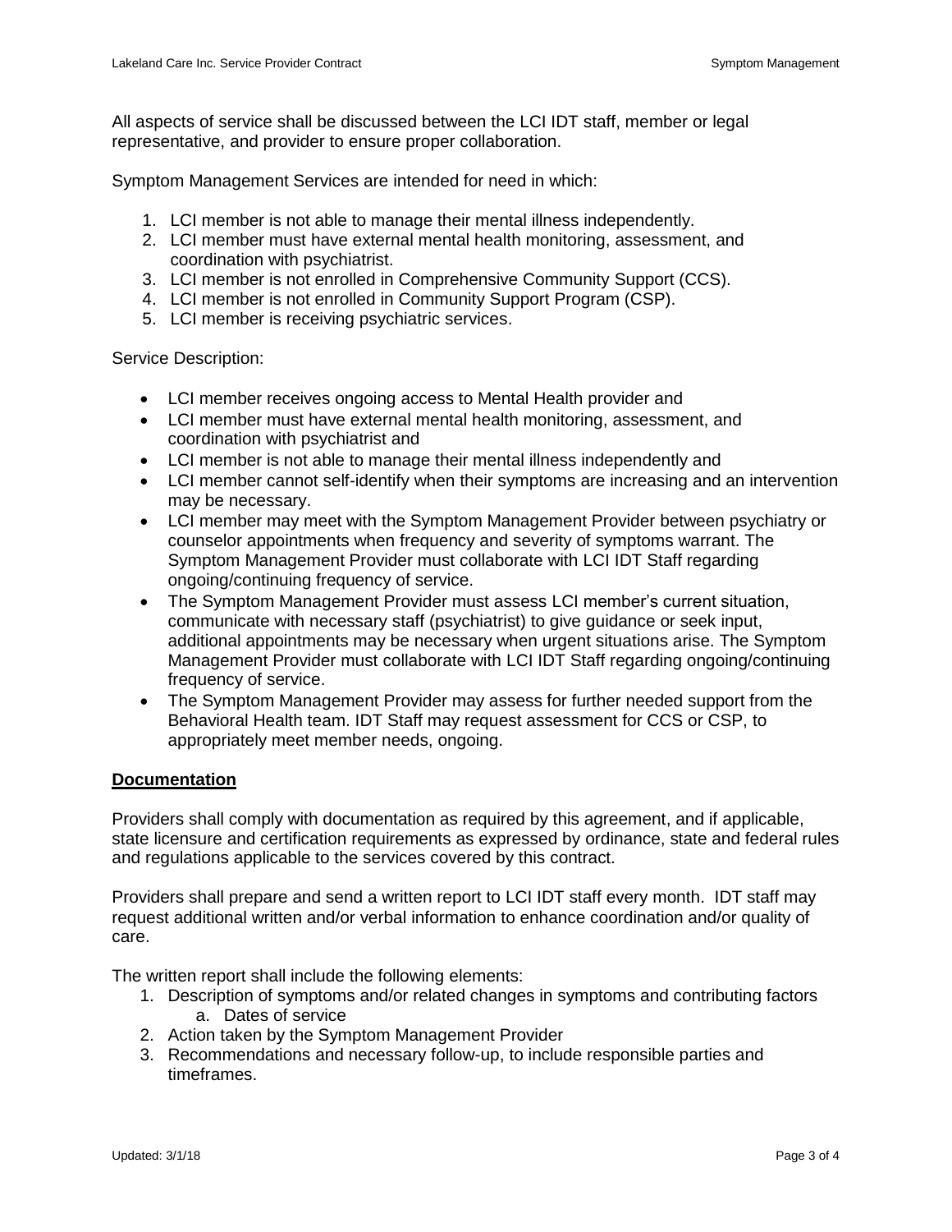All aspects of service shall be discussed between the LCI IDT staff, member or legal representative, and provider to ensure proper collaboration.

Symptom Management Services are intended for need in which:

1. LCI member is not able to manage their mental illness independently.
2. LCI member must have external mental health monitoring, assessment, and coordination with psychiatrist.
3. LCI member is not enrolled in Comprehensive Community Support (CCS).
4. LCI member is not enrolled in Community Support Program (CSP).
5. LCI member is receiving psychiatric services.

Service Description:

- LCI member receives ongoing access to Mental Health provider and
- LCI member must have external mental health monitoring, assessment, and coordination with psychiatrist and
- LCI member is not able to manage their mental illness independently and
- LCI member cannot self-identify when their symptoms are increasing and an intervention may be necessary.
- LCI member may meet with the Symptom Management Provider between psychiatry or counselor appointments when frequency and severity of symptoms warrant. The Symptom Management Provider must collaborate with LCI IDT Staff regarding ongoing/continuing frequency of service.
- The Symptom Management Provider must assess LCI member's current situation, communicate with necessary staff (psychiatrist) to give guidance or seek input, additional appointments may be necessary when urgent situations arise. The Symptom Management Provider must collaborate with LCI IDT Staff regarding ongoing/continuing frequency of service.
- The Symptom Management Provider may assess for further needed support from the Behavioral Health team. IDT Staff may request assessment for CCS or CSP, to appropriately meet member needs, ongoing.

## Documentation

Providers shall comply with documentation as required by this agreement, and if applicable, state licensure and certification requirements as expressed by ordinance, state and federal rules and regulations applicable to the services covered by this contract.

Providers shall prepare and send a written report to LCI IDT staff every month. IDT staff may request additional written and/or verbal information to enhance coordination and/or quality of care.

The written report shall include the following elements:

1. Description of symptoms and/or related changes in symptoms and contributing factors
   a. Dates of service
2. Action taken by the Symptom Management Provider
3. Recommendations and necessary follow-up, to include responsible parties and timeframes.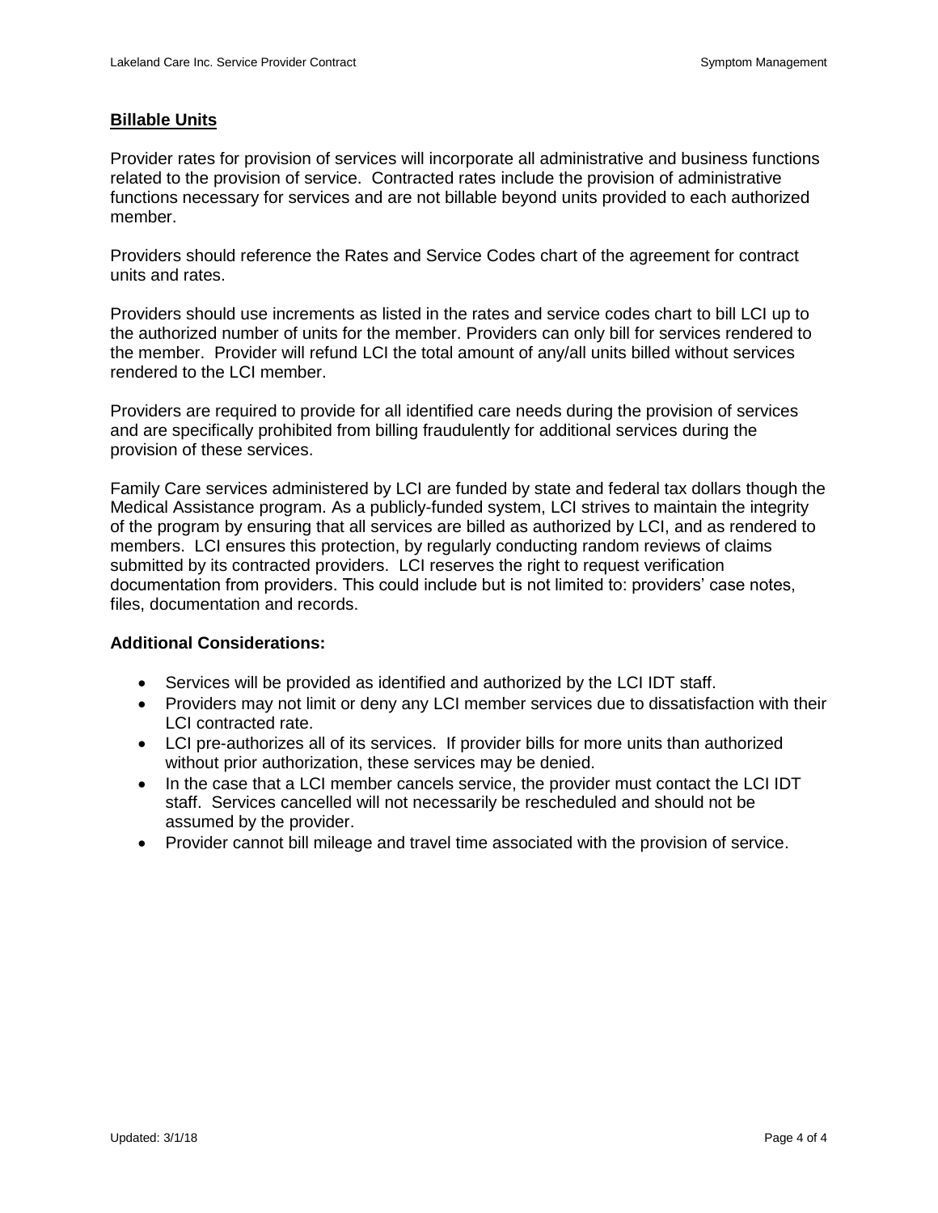## Billable Units

Provider rates for provision of services will incorporate all administrative and business functions related to the provision of service. Contracted rates include the provision of administrative functions necessary for services and are not billable beyond units provided to each authorized member.

Providers should reference the Rates and Service Codes chart of the agreement for contract units and rates.

Providers should use increments as listed in the rates and service codes chart to bill LCI up to the authorized number of units for the member. Providers can only bill for services rendered to the member. Provider will refund LCI the total amount of any/all units billed without services rendered to the LCI member.

Providers are required to provide for all identified care needs during the provision of services and are specifically prohibited from billing fraudulently for additional services during the provision of these services.

Family Care services administered by LCI are funded by state and federal tax dollars though the Medical Assistance program. As a publicly-funded system, LCI strives to maintain the integrity of the program by ensuring that all services are billed as authorized by LCI, and as rendered to members. LCI ensures this protection, by regularly conducting random reviews of claims submitted by its contracted providers. LCI reserves the right to request verification documentation from providers. This could include but is not limited to: providers' case notes, files, documentation and records.

**Additional Considerations:**

- Services will be provided as identified and authorized by the LCI IDT staff.
- Providers may not limit or deny any LCI member services due to dissatisfaction with their LCI contracted rate.
- LCI pre-authorizes all of its services. If provider bills for more units than authorized without prior authorization, these services may be denied.
- In the case that a LCI member cancels service, the provider must contact the LCI IDT staff. Services cancelled will not necessarily be rescheduled and should not be assumed by the provider.
- Provider cannot bill mileage and travel time associated with the provision of service.